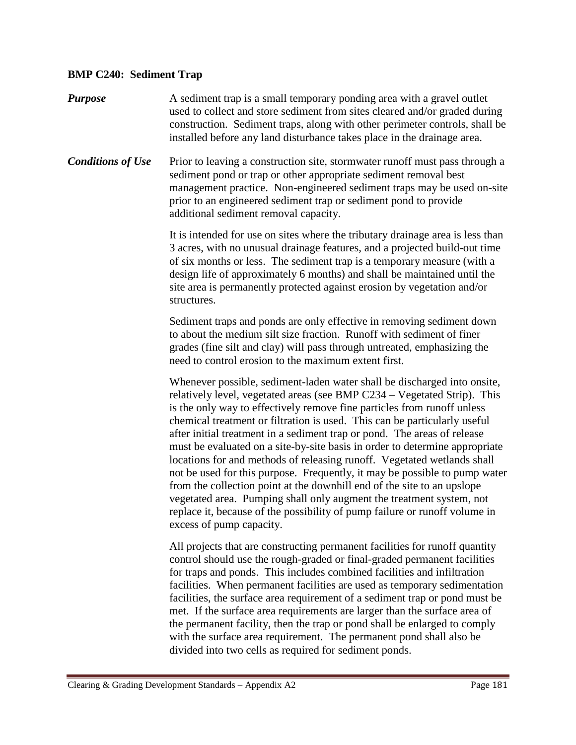## BMP C240: Sediment Trap

***Purpose***

A sediment trap is a small temporary ponding area with a gravel outlet used to collect and store sediment from sites cleared and/or graded during construction. Sediment traps, along with other perimeter controls, shall be installed before any land disturbance takes place in the drainage area.

***Conditions of Use***

Prior to leaving a construction site, stormwater runoff must pass through a sediment pond or trap or other appropriate sediment removal best management practice. Non-engineered sediment traps may be used on-site prior to an engineered sediment trap or sediment pond to provide additional sediment removal capacity.

It is intended for use on sites where the tributary drainage area is less than 3 acres, with no unusual drainage features, and a projected build-out time of six months or less. The sediment trap is a temporary measure (with a design life of approximately 6 months) and shall be maintained until the site area is permanently protected against erosion by vegetation and/or structures.

Sediment traps and ponds are only effective in removing sediment down to about the medium silt size fraction. Runoff with sediment of finer grades (fine silt and clay) will pass through untreated, emphasizing the need to control erosion to the maximum extent first.

Whenever possible, sediment-laden water shall be discharged into onsite, relatively level, vegetated areas (see BMP C234 – Vegetated Strip). This is the only way to effectively remove fine particles from runoff unless chemical treatment or filtration is used. This can be particularly useful after initial treatment in a sediment trap or pond. The areas of release must be evaluated on a site-by-site basis in order to determine appropriate locations for and methods of releasing runoff. Vegetated wetlands shall not be used for this purpose. Frequently, it may be possible to pump water from the collection point at the downhill end of the site to an upslope vegetated area. Pumping shall only augment the treatment system, not replace it, because of the possibility of pump failure or runoff volume in excess of pump capacity.

All projects that are constructing permanent facilities for runoff quantity control should use the rough-graded or final-graded permanent facilities for traps and ponds. This includes combined facilities and infiltration facilities. When permanent facilities are used as temporary sedimentation facilities, the surface area requirement of a sediment trap or pond must be met. If the surface area requirements are larger than the surface area of the permanent facility, then the trap or pond shall be enlarged to comply with the surface area requirement. The permanent pond shall also be divided into two cells as required for sediment ponds.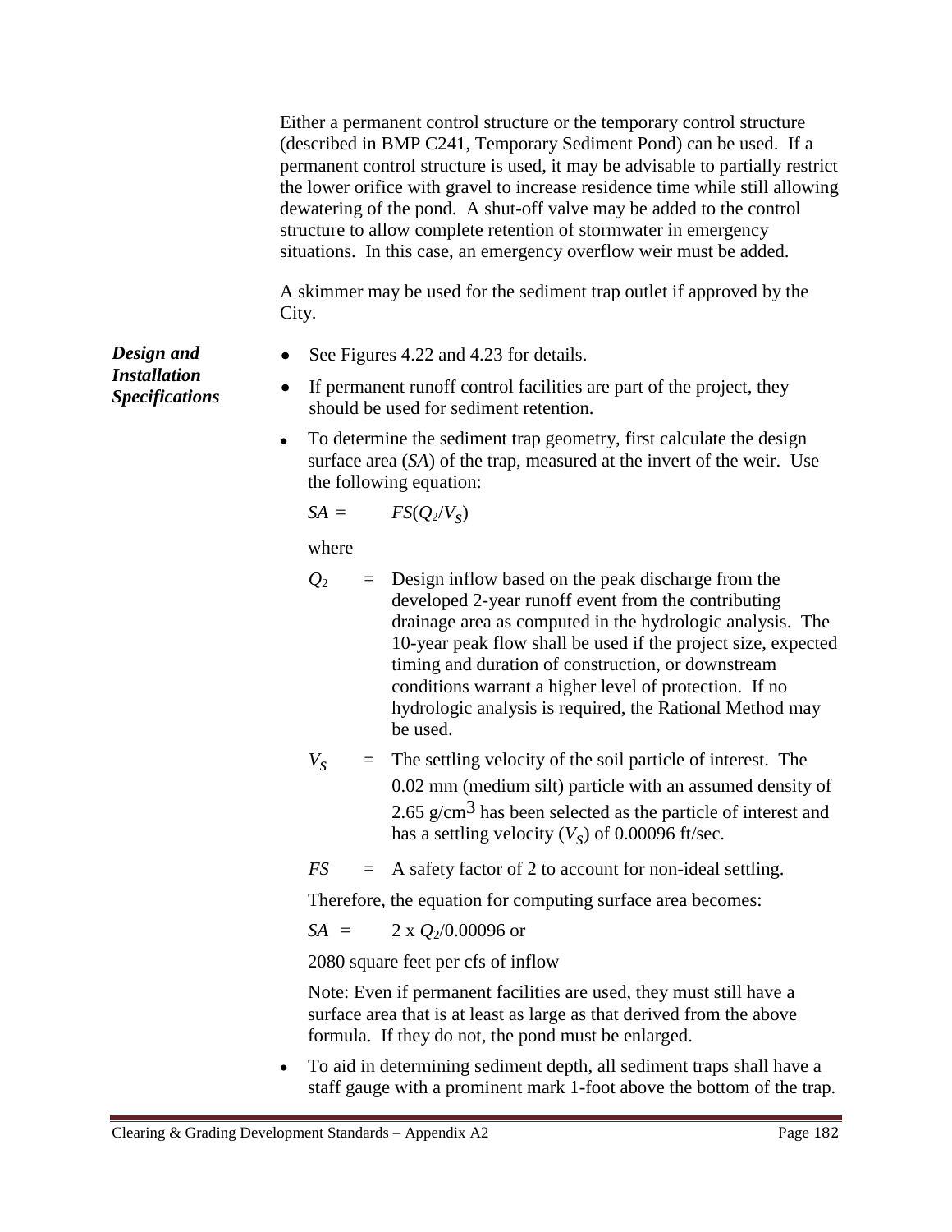Either a permanent control structure or the temporary control structure (described in BMP C241, Temporary Sediment Pond) can be used. If a permanent control structure is used, it may be advisable to partially restrict the lower orifice with gravel to increase residence time while still allowing dewatering of the pond. A shut-off valve may be added to the control structure to allow complete retention of stormwater in emergency situations. In this case, an emergency overflow weir must be added.

A skimmer may be used for the sediment trap outlet if approved by the City.

***Design and Installation Specifications***

- See Figures 4.22 and 4.23 for details.
- If permanent runoff control facilities are part of the project, they should be used for sediment retention.
- To determine the sediment trap geometry, first calculate the design surface area ($SA$) of the trap, measured at the invert of the weir. Use the following equation:

  $SA = FS(Q_2/V_S)$

  where

  $Q_2$ = Design inflow based on the peak discharge from the developed 2-year runoff event from the contributing drainage area as computed in the hydrologic analysis. The 10-year peak flow shall be used if the project size, expected timing and duration of construction, or downstream conditions warrant a higher level of protection. If no hydrologic analysis is required, the Rational Method may be used.

  $V_S$ = The settling velocity of the soil particle of interest. The 0.02 mm (medium silt) particle with an assumed density of 2.65 g/cm$^3$ has been selected as the particle of interest and has a settling velocity ($V_S$) of 0.00096 ft/sec.

  $FS$ = A safety factor of 2 to account for non-ideal settling.

  Therefore, the equation for computing surface area becomes:

  $SA = 2 \times Q_2/0.00096$ or

  2080 square feet per cfs of inflow

  Note: Even if permanent facilities are used, they must still have a surface area that is at least as large as that derived from the above formula. If they do not, the pond must be enlarged.

- To aid in determining sediment depth, all sediment traps shall have a staff gauge with a prominent mark 1-foot above the bottom of the trap.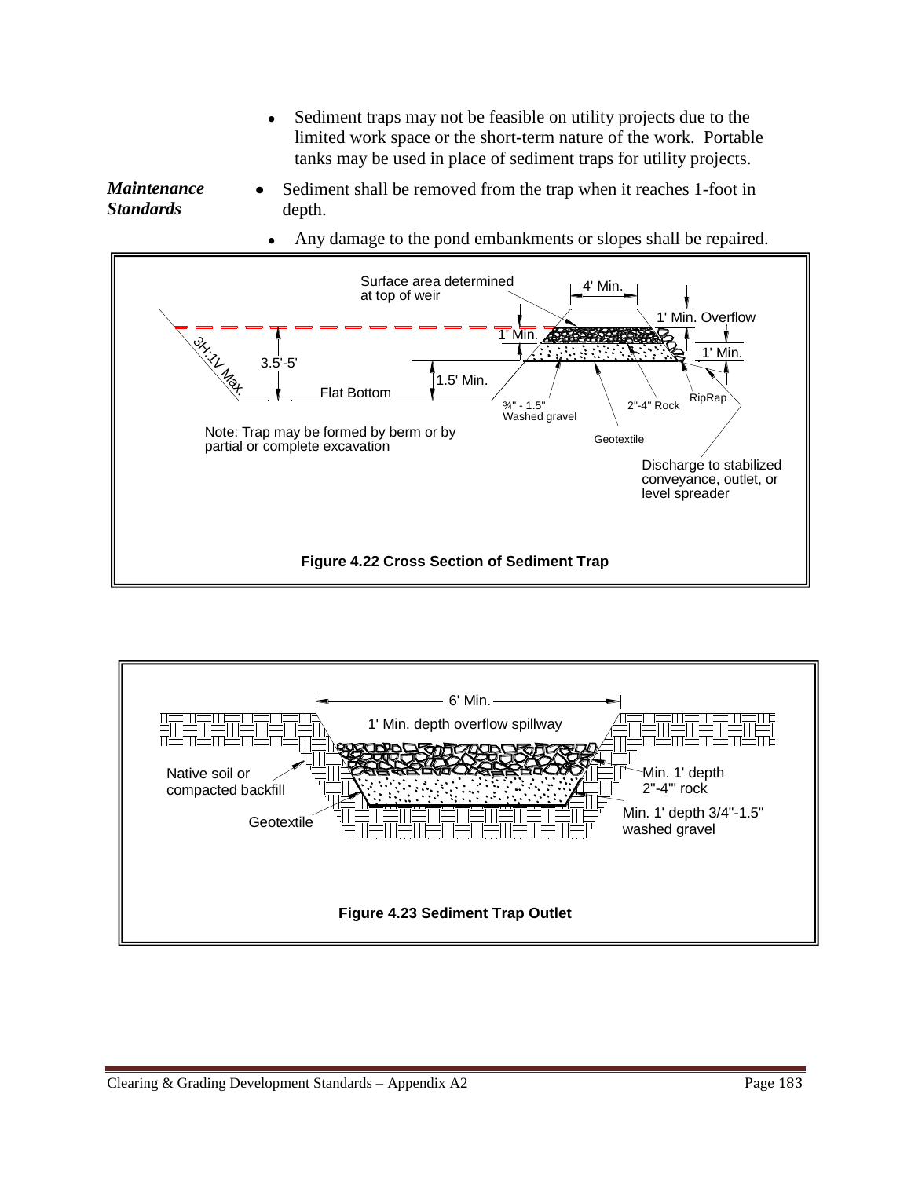- Sediment traps may not be feasible on utility projects due to the limited work space or the short-term nature of the work. Portable tanks may be used in place of sediment traps for utility projects.

***Maintenance Standards***

- Sediment shall be removed from the trap when it reaches 1-foot in depth.
- Any damage to the pond embankments or slopes shall be repaired.

Surface area determined at top of weir

4' Min.

1' Min. Overflow

1' Min.

1' Min.

3H:1V Max.

3.5'-5'

1.5' Min.

Flat Bottom

¾" - 1.5" Washed gravel

2"-4" Rock

RipRap

Geotextile

Discharge to stabilized conveyance, outlet, or level spreader

Note: Trap may be formed by berm or by partial or complete excavation

**Figure 4.22 Cross Section of Sediment Trap**

6' Min.

1' Min. depth overflow spillway

Native soil or compacted backfill

Geotextile

Min. 1' depth 2"-4"' rock

Min. 1' depth 3/4"-1.5" washed gravel

**Figure 4.23 Sediment Trap Outlet**